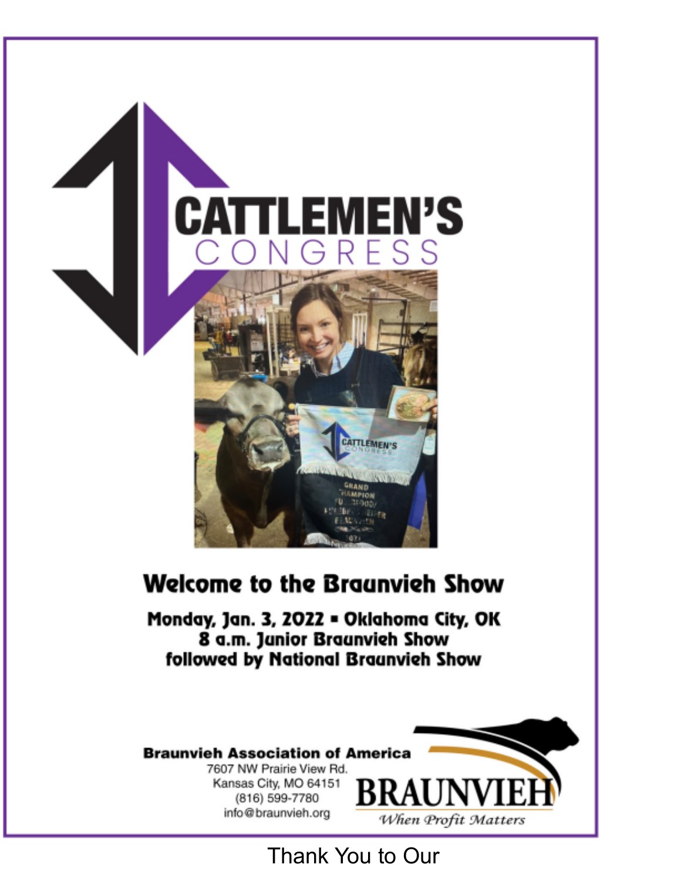# CATTLEMEN'S CONGRESS

## Welcome to the Braunvieh Show

**Monday, Jan. 3, 2022 ▪ Oklahoma City, OK**
**8 a.m. Junior Braunvieh Show**
**followed by National Braunvieh Show**

**Braunvieh Association of America**
7607 NW Prairie View Rd.
Kansas City, MO 64151
(816) 599-7780
info@braunvieh.org

BRAUNVIEH
*When Profit Matters*

Thank You to Our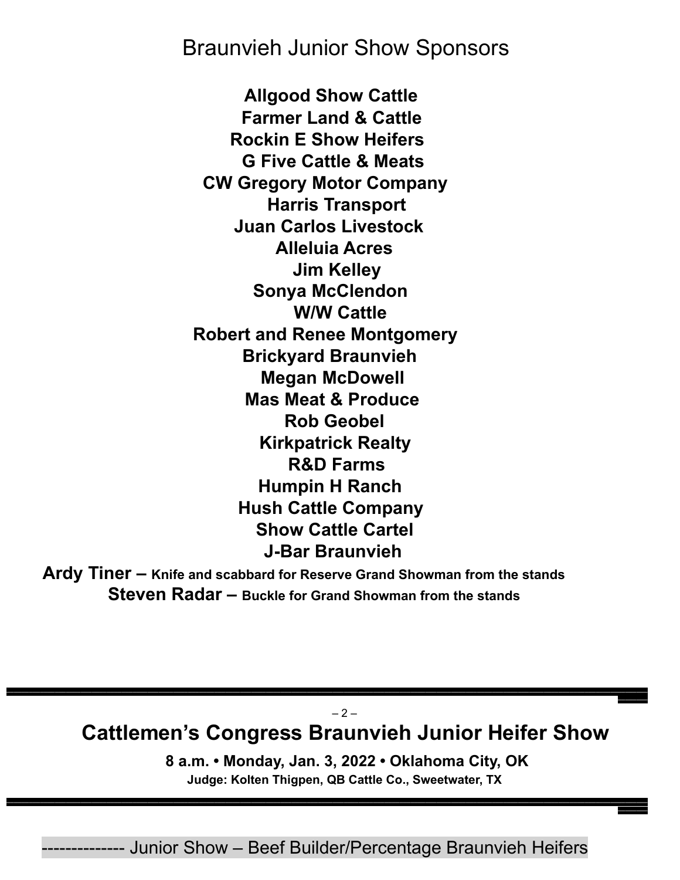# Braunvieh Junior Show Sponsors

**Allgood Show Cattle**
**Farmer Land & Cattle**
**Rockin E Show Heifers**
**G Five Cattle & Meats**
**CW Gregory Motor Company**
**Harris Transport**
**Juan Carlos Livestock**
**Alleluia Acres**
**Jim Kelley**
**Sonya McClendon**
**W/W Cattle**
**Robert and Renee Montgomery**
**Brickyard Braunvieh**
**Megan McDowell**
**Mas Meat & Produce**
**Rob Geobel**
**Kirkpatrick Realty**
**R&D Farms**
**Humpin H Ranch**
**Hush Cattle Company**
**Show Cattle Cartel**
**J-Bar Braunvieh**

**Ardy Tiner – Knife and scabbard for Reserve Grand Showman from the stands**
**Steven Radar – Buckle for Grand Showman from the stands**

---

# Cattlemen's Congress Braunvieh Junior Heifer Show

**8 a.m. • Monday, Jan. 3, 2022 • Oklahoma City, OK**

**Judge: Kolten Thigpen, QB Cattle Co., Sweetwater, TX**

---

-------------- Junior Show – Beef Builder/Percentage Braunvieh Heifers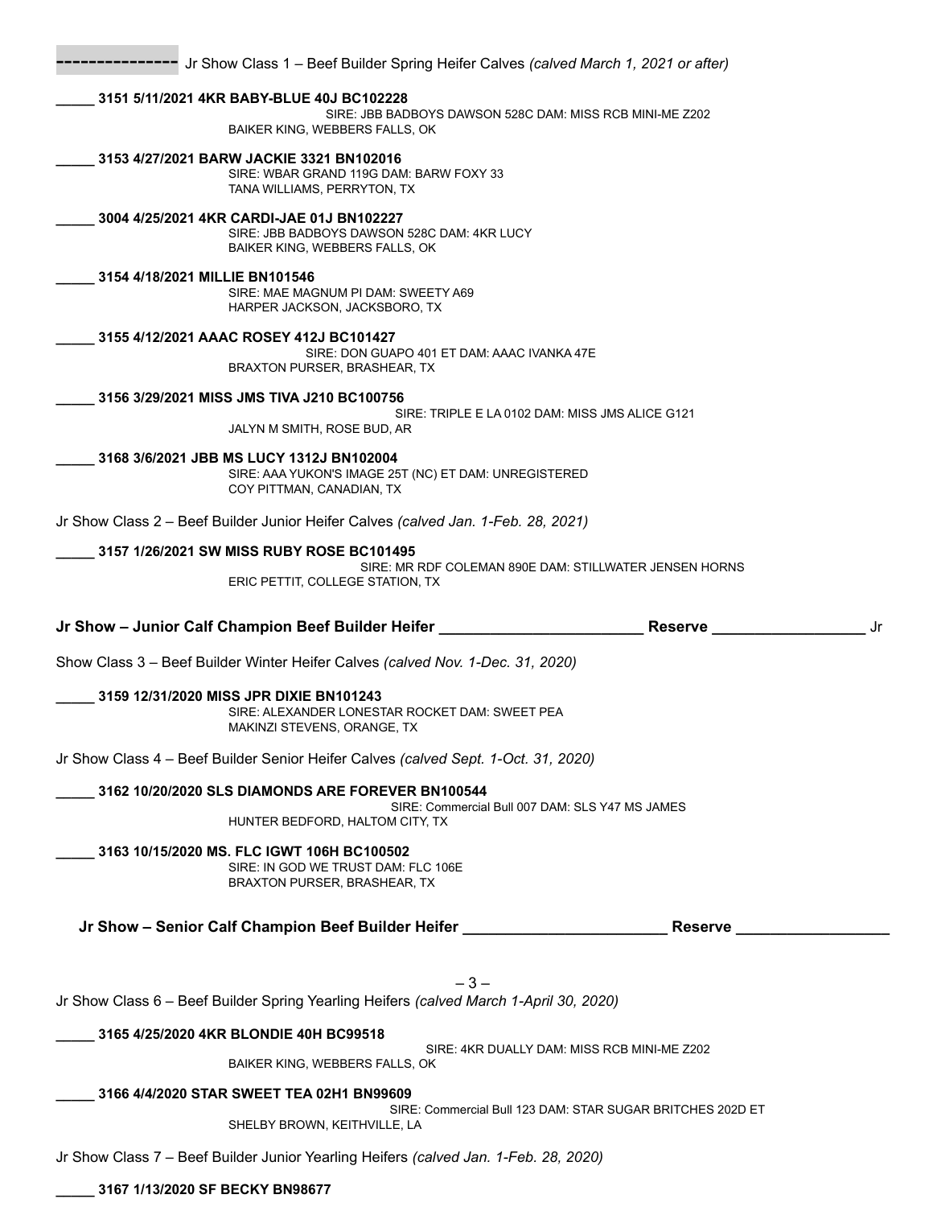-------------- Jr Show Class 1 – Beef Builder Spring Heifer Calves *(calved March 1, 2021 or after)*

**_____ 3151 5/11/2021 4KR BABY-BLUE 40J BC102228**
SIRE: JBB BADBOYS DAWSON 528C DAM: MISS RCB MINI-ME Z202
BAIKER KING, WEBBERS FALLS, OK

**_____ 3153 4/27/2021 BARW JACKIE 3321 BN102016**
SIRE: WBAR GRAND 119G DAM: BARW FOXY 33
TANA WILLIAMS, PERRYTON, TX

**_____ 3004 4/25/2021 4KR CARDI-JAE 01J BN102227**
SIRE: JBB BADBOYS DAWSON 528C DAM: 4KR LUCY
BAIKER KING, WEBBERS FALLS, OK

**_____ 3154 4/18/2021 MILLIE BN101546**
SIRE: MAE MAGNUM PI DAM: SWEETY A69
HARPER JACKSON, JACKSBORO, TX

**_____ 3155 4/12/2021 AAAC ROSEY 412J BC101427**
SIRE: DON GUAPO 401 ET DAM: AAAC IVANKA 47E
BRAXTON PURSER, BRASHEAR, TX

**_____ 3156 3/29/2021 MISS JMS TIVA J210 BC100756**
SIRE: TRIPLE E LA 0102 DAM: MISS JMS ALICE G121
JALYN M SMITH, ROSE BUD, AR

**_____ 3168 3/6/2021 JBB MS LUCY 1312J BN102004**
SIRE: AAA YUKON'S IMAGE 25T (NC) ET DAM: UNREGISTERED
COY PITTMAN, CANADIAN, TX

Jr Show Class 2 – Beef Builder Junior Heifer Calves *(calved Jan. 1-Feb. 28, 2021)*

**_____ 3157 1/26/2021 SW MISS RUBY ROSE BC101495**
SIRE: MR RDF COLEMAN 890E DAM: STILLWATER JENSEN HORNS
ERIC PETTIT, COLLEGE STATION, TX

**Jr Show – Junior Calf Champion Beef Builder Heifer ________________________ Reserve __________________**

Jr Show Class 3 – Beef Builder Winter Heifer Calves *(calved Nov. 1-Dec. 31, 2020)*

**_____ 3159 12/31/2020 MISS JPR DIXIE BN101243**
SIRE: ALEXANDER LONESTAR ROCKET DAM: SWEET PEA
MAKINZI STEVENS, ORANGE, TX

Jr Show Class 4 – Beef Builder Senior Heifer Calves *(calved Sept. 1-Oct. 31, 2020)*

**_____ 3162 10/20/2020 SLS DIAMONDS ARE FOREVER BN100544**
SIRE: Commercial Bull 007 DAM: SLS Y47 MS JAMES
HUNTER BEDFORD, HALTOM CITY, TX

**_____ 3163 10/15/2020 MS. FLC IGWT 106H BC100502**
SIRE: IN GOD WE TRUST DAM: FLC 106E
BRAXTON PURSER, BRASHEAR, TX

**Jr Show – Senior Calf Champion Beef Builder Heifer ________________________ Reserve __________________**

Jr Show Class 6 – Beef Builder Spring Yearling Heifers *(calved March 1-April 30, 2020)*

**_____ 3165 4/25/2020 4KR BLONDIE 40H BC99518**
SIRE: 4KR DUALLY DAM: MISS RCB MINI-ME Z202
BAIKER KING, WEBBERS FALLS, OK

**_____ 3166 4/4/2020 STAR SWEET TEA 02H1 BN99609**
SIRE: Commercial Bull 123 DAM: STAR SUGAR BRITCHES 202D ET
SHELBY BROWN, KEITHVILLE, LA

Jr Show Class 7 – Beef Builder Junior Yearling Heifers *(calved Jan. 1-Feb. 28, 2020)*

**_____ 3167 1/13/2020 SF BECKY BN98677**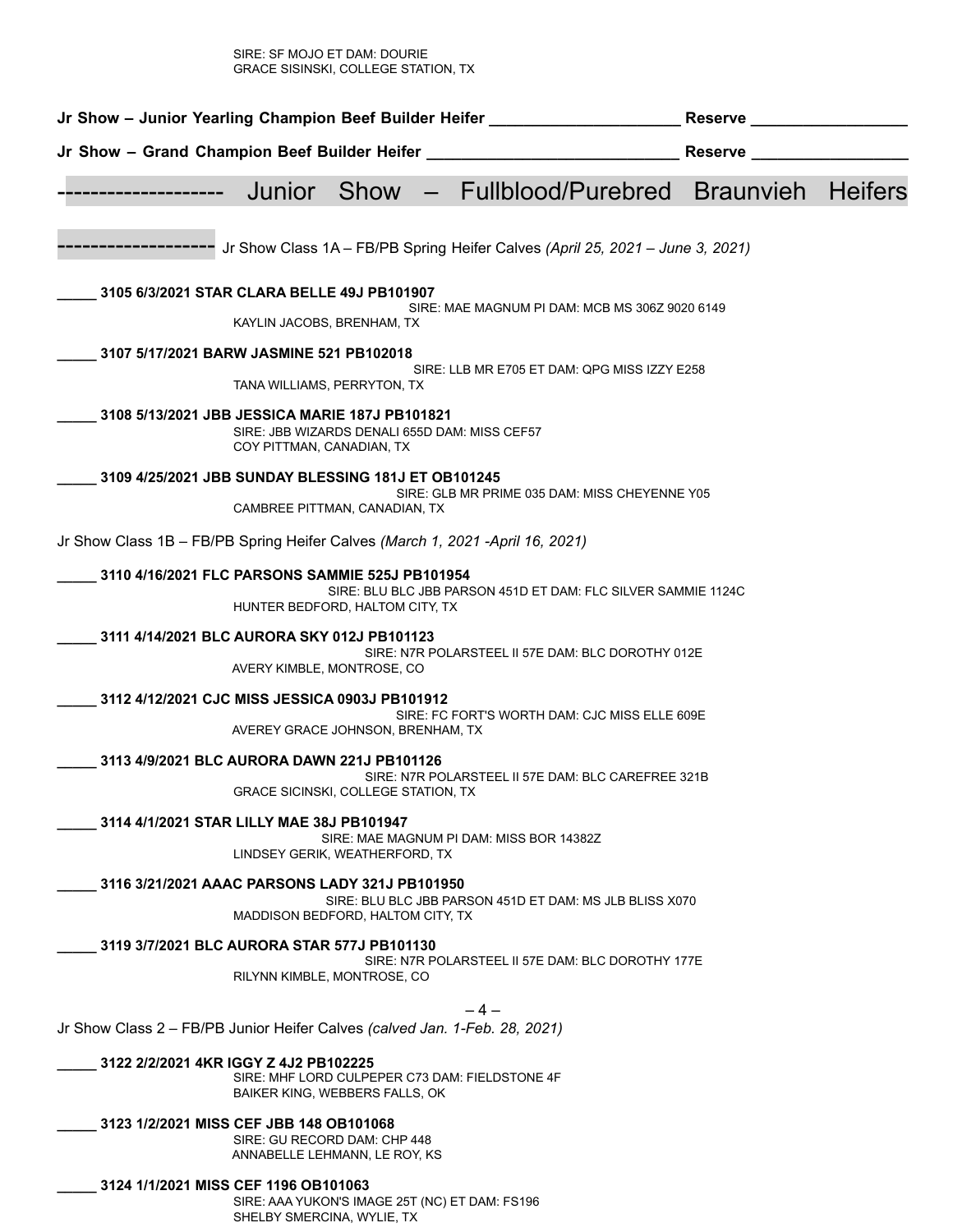SIRE: SF MOJO ET DAM: DOURIE
GRACE SISINSKI, COLLEGE STATION, TX

**Jr Show – Junior Yearling Champion Beef Builder Heifer \_\_\_\_\_\_\_\_\_\_\_\_\_\_\_\_\_\_\_\_\_\_ Reserve \_\_\_\_\_\_\_\_\_\_\_\_\_\_\_\_\_\_**

**Jr Show – Grand Champion Beef Builder Heifer \_\_\_\_\_\_\_\_\_\_\_\_\_\_\_\_\_\_\_\_\_\_\_\_\_\_\_\_\_ Reserve \_\_\_\_\_\_\_\_\_\_\_\_\_\_\_\_\_\_**

## ------------------- Junior Show – Fullblood/Purebred Braunvieh Heifers

### ------------------- Jr Show Class 1A – FB/PB Spring Heifer Calves *(April 25, 2021 – June 3, 2021)*

**\_\_\_\_\_ 3105 6/3/2021 STAR CLARA BELLE 49J PB101907**
SIRE: MAE MAGNUM PI DAM: MCB MS 306Z 9020 6149
KAYLIN JACOBS, BRENHAM, TX

**\_\_\_\_\_ 3107 5/17/2021 BARW JASMINE 521 PB102018**
SIRE: LLB MR E705 ET DAM: QPG MISS IZZY E258
TANA WILLIAMS, PERRYTON, TX

**\_\_\_\_\_ 3108 5/13/2021 JBB JESSICA MARIE 187J PB101821**
SIRE: JBB WIZARDS DENALI 655D DAM: MISS CEF57
COY PITTMAN, CANADIAN, TX

**\_\_\_\_\_ 3109 4/25/2021 JBB SUNDAY BLESSING 181J ET OB101245**
SIRE: GLB MR PRIME 035 DAM: MISS CHEYENNE Y05
CAMBREE PITTMAN, CANADIAN, TX

### Jr Show Class 1B – FB/PB Spring Heifer Calves *(March 1, 2021 -April 16, 2021)*

**\_\_\_\_\_ 3110 4/16/2021 FLC PARSONS SAMMIE 525J PB101954**
SIRE: BLU BLC JBB PARSON 451D ET DAM: FLC SILVER SAMMIE 1124C
HUNTER BEDFORD, HALTOM CITY, TX

**\_\_\_\_\_ 3111 4/14/2021 BLC AURORA SKY 012J PB101123**
SIRE: N7R POLARSTEEL II 57E DAM: BLC DOROTHY 012E
AVERY KIMBLE, MONTROSE, CO

**\_\_\_\_\_ 3112 4/12/2021 CJC MISS JESSICA 0903J PB101912**
SIRE: FC FORT'S WORTH DAM: CJC MISS ELLE 609E
AVEREY GRACE JOHNSON, BRENHAM, TX

**\_\_\_\_\_ 3113 4/9/2021 BLC AURORA DAWN 221J PB101126**
SIRE: N7R POLARSTEEL II 57E DAM: BLC CAREFREE 321B
GRACE SICINSKI, COLLEGE STATION, TX

**\_\_\_\_\_ 3114 4/1/2021 STAR LILLY MAE 38J PB101947**
SIRE: MAE MAGNUM PI DAM: MISS BOR 14382Z
LINDSEY GERIK, WEATHERFORD, TX

**\_\_\_\_\_ 3116 3/21/2021 AAAC PARSONS LADY 321J PB101950**
SIRE: BLU BLC JBB PARSON 451D ET DAM: MS JLB BLISS X070
MADDISON BEDFORD, HALTOM CITY, TX

**\_\_\_\_\_ 3119 3/7/2021 BLC AURORA STAR 577J PB101130**
SIRE: N7R POLARSTEEL II 57E DAM: BLC DOROTHY 177E
RILYNN KIMBLE, MONTROSE, CO

### Jr Show Class 2 – FB/PB Junior Heifer Calves *(calved Jan. 1-Feb. 28, 2021)*

**\_\_\_\_\_ 3122 2/2/2021 4KR IGGY Z 4J2 PB102225**
SIRE: MHF LORD CULPEPER C73 DAM: FIELDSTONE 4F
BAIKER KING, WEBBERS FALLS, OK

**\_\_\_\_\_ 3123 1/2/2021 MISS CEF JBB 148 OB101068**
SIRE: GU RECORD DAM: CHP 448
ANNABELLE LEHMANN, LE ROY, KS

**\_\_\_\_\_ 3124 1/1/2021 MISS CEF 1196 OB101063**
SIRE: AAA YUKON'S IMAGE 25T (NC) ET DAM: FS196
SHELBY SMERCINA, WYLIE, TX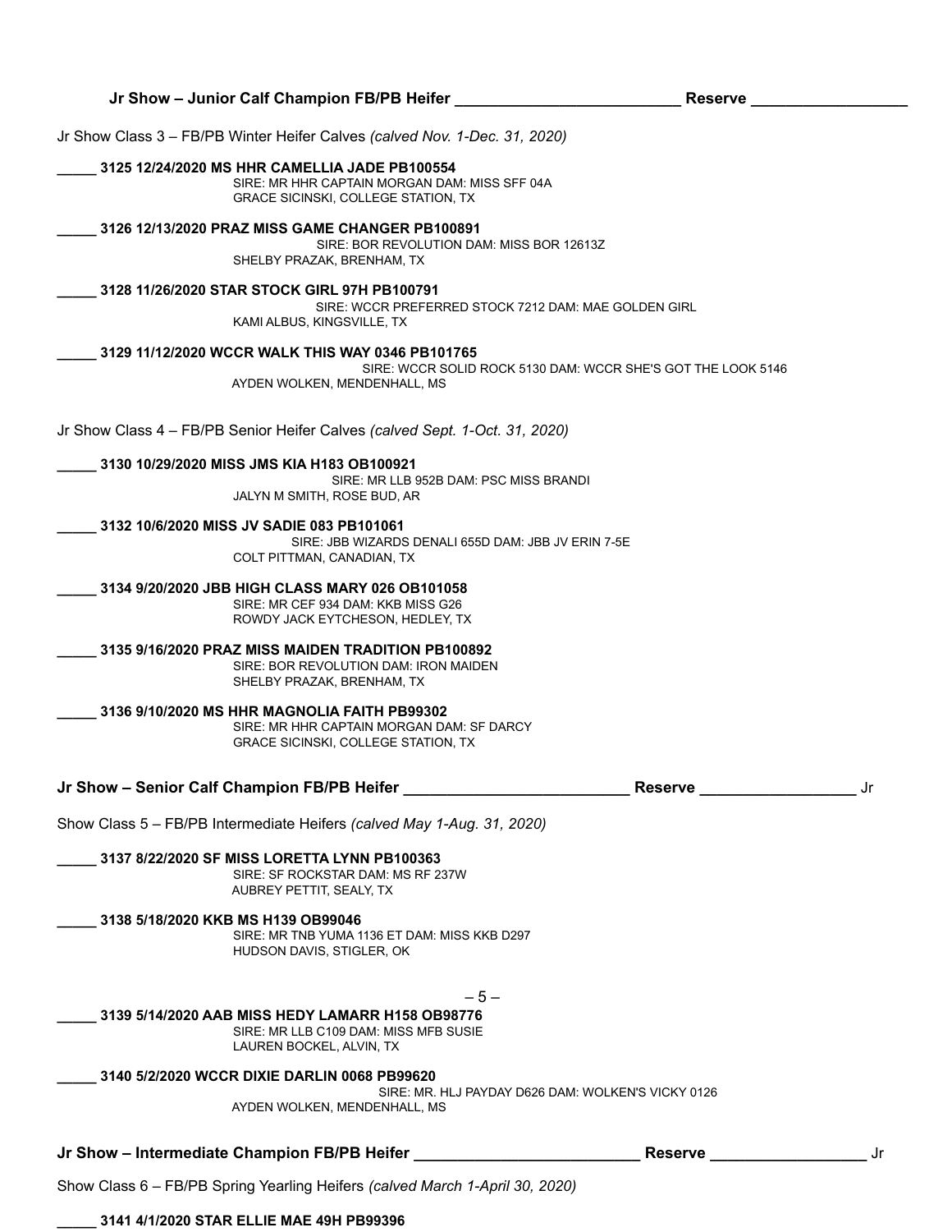**Jr Show – Junior Calf Champion FB/PB Heifer __________________________ Reserve _________________**

Jr Show Class 3 – FB/PB Winter Heifer Calves *(calved Nov. 1-Dec. 31, 2020)*

**_____ 3125 12/24/2020 MS HHR CAMELLIA JADE PB100554**
SIRE: MR HHR CAPTAIN MORGAN DAM: MISS SFF 04A
GRACE SICINSKI, COLLEGE STATION, TX

**_____ 3126 12/13/2020 PRAZ MISS GAME CHANGER PB100891**
SIRE: BOR REVOLUTION DAM: MISS BOR 12613Z
SHELBY PRAZAK, BRENHAM, TX

**_____ 3128 11/26/2020 STAR STOCK GIRL 97H PB100791**
SIRE: WCCR PREFERRED STOCK 7212 DAM: MAE GOLDEN GIRL
KAMI ALBUS, KINGSVILLE, TX

**_____ 3129 11/12/2020 WCCR WALK THIS WAY 0346 PB101765**
SIRE: WCCR SOLID ROCK 5130 DAM: WCCR SHE'S GOT THE LOOK 5146
AYDEN WOLKEN, MENDENHALL, MS

Jr Show Class 4 – FB/PB Senior Heifer Calves *(calved Sept. 1-Oct. 31, 2020)*

**_____ 3130 10/29/2020 MISS JMS KIA H183 OB100921**
SIRE: MR LLB 952B DAM: PSC MISS BRANDI
JALYN M SMITH, ROSE BUD, AR

**_____ 3132 10/6/2020 MISS JV SADIE 083 PB101061**
SIRE: JBB WIZARDS DENALI 655D DAM: JBB JV ERIN 7-5E
COLT PITTMAN, CANADIAN, TX

**_____ 3134 9/20/2020 JBB HIGH CLASS MARY 026 OB101058**
SIRE: MR CEF 934 DAM: KKB MISS G26
ROWDY JACK EYTCHESON, HEDLEY, TX

**_____ 3135 9/16/2020 PRAZ MISS MAIDEN TRADITION PB100892**
SIRE: BOR REVOLUTION DAM: IRON MAIDEN
SHELBY PRAZAK, BRENHAM, TX

**_____ 3136 9/10/2020 MS HHR MAGNOLIA FAITH PB99302**
SIRE: MR HHR CAPTAIN MORGAN DAM: SF DARCY
GRACE SICINSKI, COLLEGE STATION, TX

**Jr Show – Senior Calf Champion FB/PB Heifer __________________________ Reserve _________________** Jr

Show Class 5 – FB/PB Intermediate Heifers *(calved May 1-Aug. 31, 2020)*

**_____ 3137 8/22/2020 SF MISS LORETTA LYNN PB100363**
SIRE: SF ROCKSTAR DAM: MS RF 237W
AUBREY PETTIT, SEALY, TX

**_____ 3138 5/18/2020 KKB MS H139 OB99046**
SIRE: MR TNB YUMA 1136 ET DAM: MISS KKB D297
HUDSON DAVIS, STIGLER, OK

**_____ 3139 5/14/2020 AAB MISS HEDY LAMARR H158 OB98776**
SIRE: MR LLB C109 DAM: MISS MFB SUSIE
LAUREN BOCKEL, ALVIN, TX

**_____ 3140 5/2/2020 WCCR DIXIE DARLIN 0068 PB99620**
SIRE: MR. HLJ PAYDAY D626 DAM: WOLKEN'S VICKY 0126
AYDEN WOLKEN, MENDENHALL, MS

**Jr Show – Intermediate Champion FB/PB Heifer __________________________ Reserve _________________** Jr

Show Class 6 – FB/PB Spring Yearling Heifers *(calved March 1-April 30, 2020)*

**_____ 3141 4/1/2020 STAR ELLIE MAE 49H PB99396**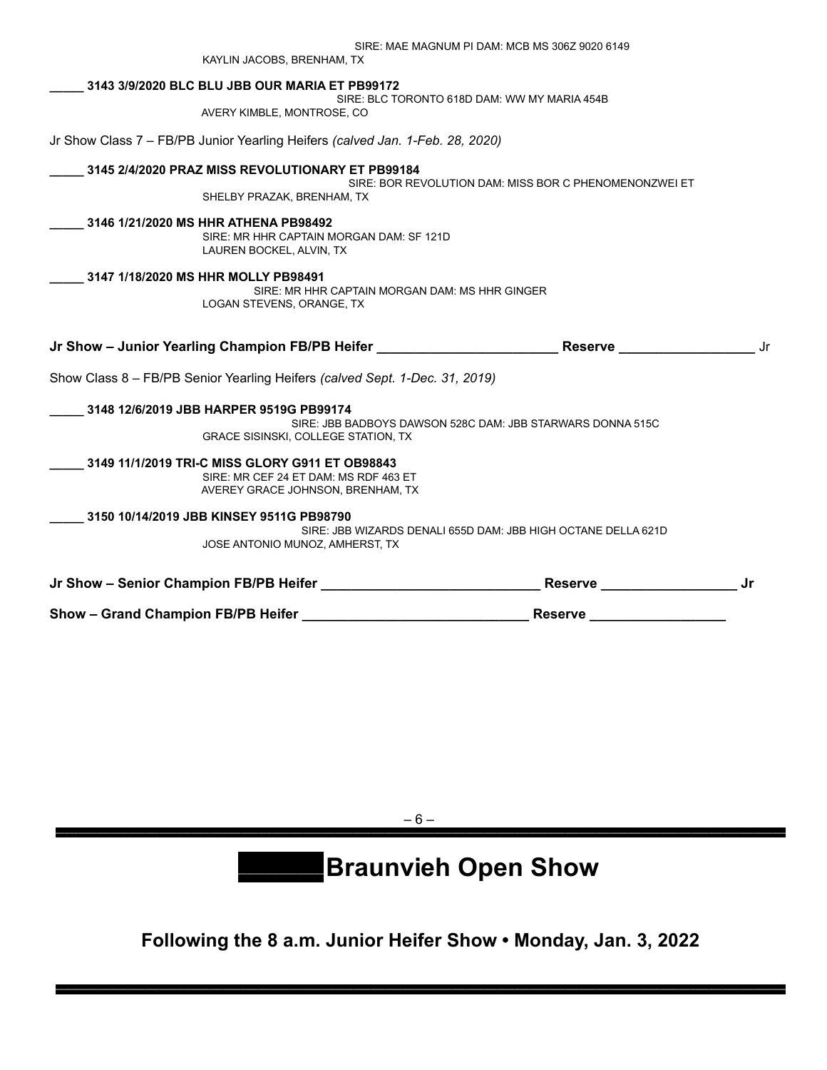SIRE: MAE MAGNUM PI DAM: MCB MS 306Z 9020 6149
KAYLIN JACOBS, BRENHAM, TX

**_____ 3143 3/9/2020 BLC BLU JBB OUR MARIA ET PB99172**
SIRE: BLC TORONTO 618D DAM: WW MY MARIA 454B
AVERY KIMBLE, MONTROSE, CO

Jr Show Class 7 – FB/PB Junior Yearling Heifers *(calved Jan. 1-Feb. 28, 2020)*

**_____ 3145 2/4/2020 PRAZ MISS REVOLUTIONARY ET PB99184**
SIRE: BOR REVOLUTION DAM: MISS BOR C PHENOMENONZWEI ET
SHELBY PRAZAK, BRENHAM, TX

**_____ 3146 1/21/2020 MS HHR ATHENA PB98492**
SIRE: MR HHR CAPTAIN MORGAN DAM: SF 121D
LAUREN BOCKEL, ALVIN, TX

**_____ 3147 1/18/2020 MS HHR MOLLY PB98491**
SIRE: MR HHR CAPTAIN MORGAN DAM: MS HHR GINGER
LOGAN STEVENS, ORANGE, TX

**Jr Show – Junior Yearling Champion FB/PB Heifer ________________________ Reserve __________________** Jr

Show Class 8 – FB/PB Senior Yearling Heifers *(calved Sept. 1-Dec. 31, 2019)*

**_____ 3148 12/6/2019 JBB HARPER 9519G PB99174**
SIRE: JBB BADBOYS DAWSON 528C DAM: JBB STARWARS DONNA 515C
GRACE SISINSKI, COLLEGE STATION, TX

**_____ 3149 11/1/2019 TRI-C MISS GLORY G911 ET OB98843**
SIRE: MR CEF 24 ET DAM: MS RDF 463 ET
AVEREY GRACE JOHNSON, BRENHAM, TX

**_____ 3150 10/14/2019 JBB KINSEY 9511G PB98790**
SIRE: JBB WIZARDS DENALI 655D DAM: JBB HIGH OCTANE DELLA 621D
JOSE ANTONIO MUNOZ, AMHERST, TX

**Jr Show – Senior Champion FB/PB Heifer _____________________________ Reserve __________________ Jr**

**Show – Grand Champion FB/PB Heifer ______________________________ Reserve __________________**

# _____Braunvieh Open Show

## Following the 8 a.m. Junior Heifer Show • Monday, Jan. 3, 2022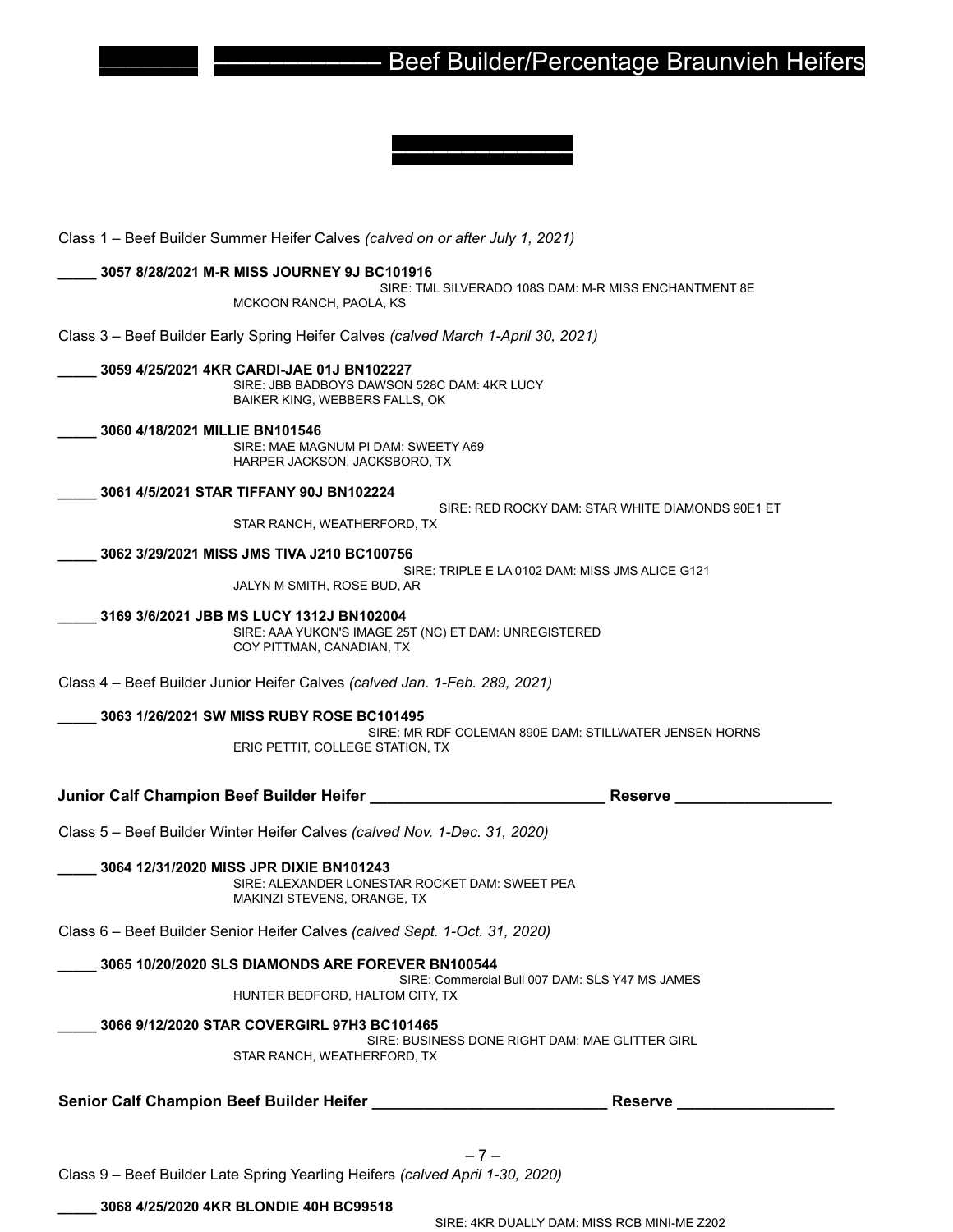# Beef Builder/Percentage Braunvieh Heifers

Class 1 – Beef Builder Summer Heifer Calves *(calved on or after July 1, 2021)*

**_____ 3057 8/28/2021 M-R MISS JOURNEY 9J BC101916**
SIRE: TML SILVERADO 108S DAM: M-R MISS ENCHANTMENT 8E
MCKOON RANCH, PAOLA, KS

Class 3 – Beef Builder Early Spring Heifer Calves *(calved March 1-April 30, 2021)*

**_____ 3059 4/25/2021 4KR CARDI-JAE 01J BN102227**
SIRE: JBB BADBOYS DAWSON 528C DAM: 4KR LUCY
BAIKER KING, WEBBERS FALLS, OK

**_____ 3060 4/18/2021 MILLIE BN101546**
SIRE: MAE MAGNUM PI DAM: SWEETY A69
HARPER JACKSON, JACKSBORO, TX

**_____ 3061 4/5/2021 STAR TIFFANY 90J BN102224**
SIRE: RED ROCKY DAM: STAR WHITE DIAMONDS 90E1 ET
STAR RANCH, WEATHERFORD, TX

**_____ 3062 3/29/2021 MISS JMS TIVA J210 BC100756**
SIRE: TRIPLE E LA 0102 DAM: MISS JMS ALICE G121
JALYN M SMITH, ROSE BUD, AR

**_____ 3169 3/6/2021 JBB MS LUCY 1312J BN102004**
SIRE: AAA YUKON'S IMAGE 25T (NC) ET DAM: UNREGISTERED
COY PITTMAN, CANADIAN, TX

Class 4 – Beef Builder Junior Heifer Calves *(calved Jan. 1-Feb. 289, 2021)*

**_____ 3063 1/26/2021 SW MISS RUBY ROSE BC101495**
SIRE: MR RDF COLEMAN 890E DAM: STILLWATER JENSEN HORNS
ERIC PETTIT, COLLEGE STATION, TX

**Junior Calf Champion Beef Builder Heifer ___________________________ Reserve __________________**

Class 5 – Beef Builder Winter Heifer Calves *(calved Nov. 1-Dec. 31, 2020)*

**_____ 3064 12/31/2020 MISS JPR DIXIE BN101243**
SIRE: ALEXANDER LONESTAR ROCKET DAM: SWEET PEA
MAKINZI STEVENS, ORANGE, TX

Class 6 – Beef Builder Senior Heifer Calves *(calved Sept. 1-Oct. 31, 2020)*

**_____ 3065 10/20/2020 SLS DIAMONDS ARE FOREVER BN100544**
SIRE: Commercial Bull 007 DAM: SLS Y47 MS JAMES
HUNTER BEDFORD, HALTOM CITY, TX

**_____ 3066 9/12/2020 STAR COVERGIRL 97H3 BC101465**
SIRE: BUSINESS DONE RIGHT DAM: MAE GLITTER GIRL
STAR RANCH, WEATHERFORD, TX

**Senior Calf Champion Beef Builder Heifer ___________________________ Reserve __________________**

Class 9 – Beef Builder Late Spring Yearling Heifers *(calved April 1-30, 2020)*

**_____ 3068 4/25/2020 4KR BLONDIE 40H BC99518**
SIRE: 4KR DUALLY DAM: MISS RCB MINI-ME Z202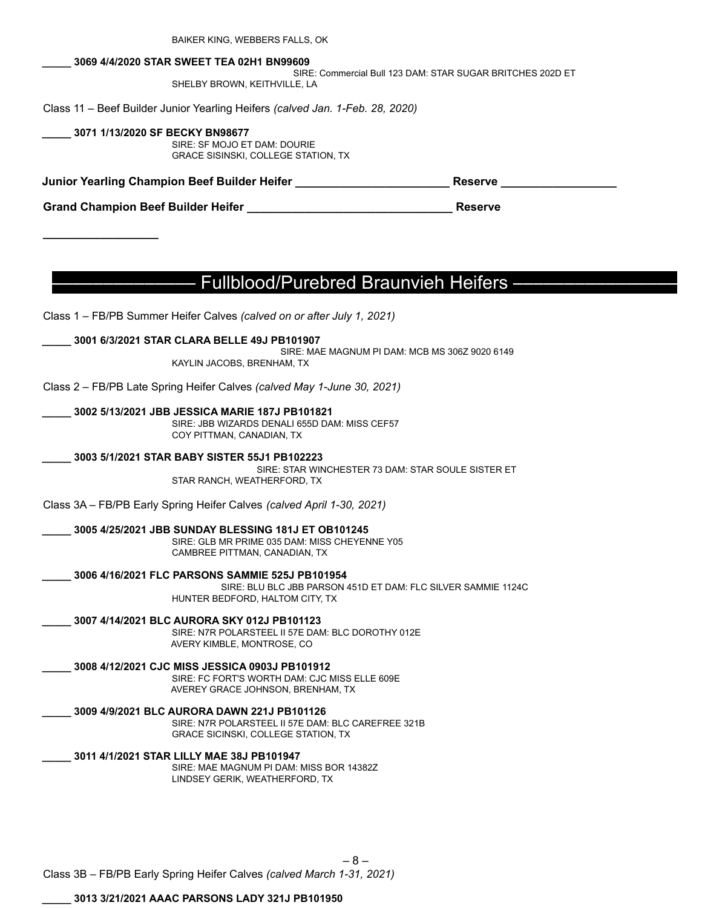BAIKER KING, WEBBERS FALLS, OK

**_____ 3069 4/4/2020 STAR SWEET TEA 02H1 BN99609**
SIRE: Commercial Bull 123 DAM: STAR SUGAR BRITCHES 202D ET
SHELBY BROWN, KEITHVILLE, LA

Class 11 – Beef Builder Junior Yearling Heifers *(calved Jan. 1-Feb. 28, 2020)*

**_____ 3071 1/13/2020 SF BECKY BN98677**
SIRE: SF MOJO ET DAM: DOURIE
GRACE SISINSKI, COLLEGE STATION, TX

**Junior Yearling Champion Beef Builder Heifer ________________________ Reserve __________________**

**Grand Champion Beef Builder Heifer ________________________________ Reserve __________________**

## Fullblood/Purebred Braunvieh Heifers

Class 1 – FB/PB Summer Heifer Calves *(calved on or after July 1, 2021)*

**_____ 3001 6/3/2021 STAR CLARA BELLE 49J PB101907**
SIRE: MAE MAGNUM PI DAM: MCB MS 306Z 9020 6149
KAYLIN JACOBS, BRENHAM, TX

Class 2 – FB/PB Late Spring Heifer Calves *(calved May 1-June 30, 2021)*

**_____ 3002 5/13/2021 JBB JESSICA MARIE 187J PB101821**
SIRE: JBB WIZARDS DENALI 655D DAM: MISS CEF57
COY PITTMAN, CANADIAN, TX

**_____ 3003 5/1/2021 STAR BABY SISTER 55J1 PB102223**
SIRE: STAR WINCHESTER 73 DAM: STAR SOULE SISTER ET
STAR RANCH, WEATHERFORD, TX

Class 3A – FB/PB Early Spring Heifer Calves *(calved April 1-30, 2021)*

**_____ 3005 4/25/2021 JBB SUNDAY BLESSING 181J ET OB101245**
SIRE: GLB MR PRIME 035 DAM: MISS CHEYENNE Y05
CAMBREE PITTMAN, CANADIAN, TX

**_____ 3006 4/16/2021 FLC PARSONS SAMMIE 525J PB101954**
SIRE: BLU BLC JBB PARSON 451D ET DAM: FLC SILVER SAMMIE 1124C
HUNTER BEDFORD, HALTOM CITY, TX

**_____ 3007 4/14/2021 BLC AURORA SKY 012J PB101123**
SIRE: N7R POLARSTEEL II 57E DAM: BLC DOROTHY 012E
AVERY KIMBLE, MONTROSE, CO

**_____ 3008 4/12/2021 CJC MISS JESSICA 0903J PB101912**
SIRE: FC FORT'S WORTH DAM: CJC MISS ELLE 609E
AVEREY GRACE JOHNSON, BRENHAM, TX

**_____ 3009 4/9/2021 BLC AURORA DAWN 221J PB101126**
SIRE: N7R POLARSTEEL II 57E DAM: BLC CAREFREE 321B
GRACE SICINSKI, COLLEGE STATION, TX

**_____ 3011 4/1/2021 STAR LILLY MAE 38J PB101947**
SIRE: MAE MAGNUM PI DAM: MISS BOR 14382Z
LINDSEY GERIK, WEATHERFORD, TX

Class 3B – FB/PB Early Spring Heifer Calves *(calved March 1-31, 2021)*

**_____ 3013 3/21/2021 AAAC PARSONS LADY 321J PB101950**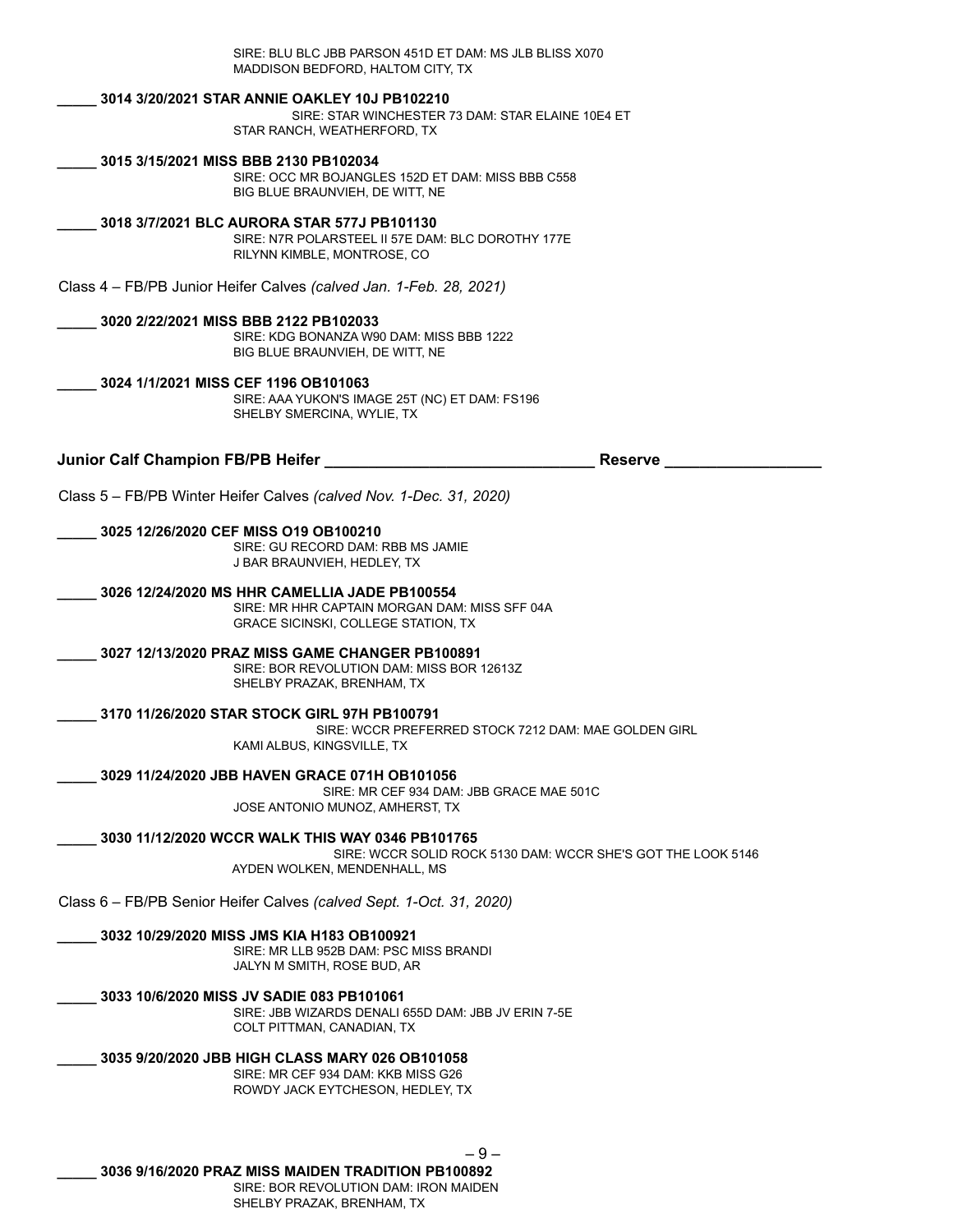SIRE: BLU BLC JBB PARSON 451D ET DAM: MS JLB BLISS X070
MADDISON BEDFORD, HALTOM CITY, TX

**_____ 3014 3/20/2021 STAR ANNIE OAKLEY 10J PB102210**
SIRE: STAR WINCHESTER 73 DAM: STAR ELAINE 10E4 ET
STAR RANCH, WEATHERFORD, TX

**_____ 3015 3/15/2021 MISS BBB 2130 PB102034**
SIRE: OCC MR BOJANGLES 152D ET DAM: MISS BBB C558
BIG BLUE BRAUNVIEH, DE WITT, NE

**_____ 3018 3/7/2021 BLC AURORA STAR 577J PB101130**
SIRE: N7R POLARSTEEL II 57E DAM: BLC DOROTHY 177E
RILYNN KIMBLE, MONTROSE, CO

Class 4 – FB/PB Junior Heifer Calves *(calved Jan. 1-Feb. 28, 2021)*

**_____ 3020 2/22/2021 MISS BBB 2122 PB102033**
SIRE: KDG BONANZA W90 DAM: MISS BBB 1222
BIG BLUE BRAUNVIEH, DE WITT, NE

**_____ 3024 1/1/2021 MISS CEF 1196 OB101063**
SIRE: AAA YUKON'S IMAGE 25T (NC) ET DAM: FS196
SHELBY SMERCINA, WYLIE, TX

**Junior Calf Champion FB/PB Heifer _______________________________ Reserve __________________**

Class 5 – FB/PB Winter Heifer Calves *(calved Nov. 1-Dec. 31, 2020)*

**_____ 3025 12/26/2020 CEF MISS O19 OB100210**
SIRE: GU RECORD DAM: RBB MS JAMIE
J BAR BRAUNVIEH, HEDLEY, TX

**_____ 3026 12/24/2020 MS HHR CAMELLIA JADE PB100554**
SIRE: MR HHR CAPTAIN MORGAN DAM: MISS SFF 04A
GRACE SICINSKI, COLLEGE STATION, TX

**_____ 3027 12/13/2020 PRAZ MISS GAME CHANGER PB100891**
SIRE: BOR REVOLUTION DAM: MISS BOR 12613Z
SHELBY PRAZAK, BRENHAM, TX

**_____ 3170 11/26/2020 STAR STOCK GIRL 97H PB100791**
SIRE: WCCR PREFERRED STOCK 7212 DAM: MAE GOLDEN GIRL
KAMI ALBUS, KINGSVILLE, TX

**_____ 3029 11/24/2020 JBB HAVEN GRACE 071H OB101056**
SIRE: MR CEF 934 DAM: JBB GRACE MAE 501C
JOSE ANTONIO MUNOZ, AMHERST, TX

**_____ 3030 11/12/2020 WCCR WALK THIS WAY 0346 PB101765**
SIRE: WCCR SOLID ROCK 5130 DAM: WCCR SHE'S GOT THE LOOK 5146
AYDEN WOLKEN, MENDENHALL, MS

Class 6 – FB/PB Senior Heifer Calves *(calved Sept. 1-Oct. 31, 2020)*

**_____ 3032 10/29/2020 MISS JMS KIA H183 OB100921**
SIRE: MR LLB 952B DAM: PSC MISS BRANDI
JALYN M SMITH, ROSE BUD, AR

**_____ 3033 10/6/2020 MISS JV SADIE 083 PB101061**
SIRE: JBB WIZARDS DENALI 655D DAM: JBB JV ERIN 7-5E
COLT PITTMAN, CANADIAN, TX

**_____ 3035 9/20/2020 JBB HIGH CLASS MARY 026 OB101058**
SIRE: MR CEF 934 DAM: KKB MISS G26
ROWDY JACK EYTCHESON, HEDLEY, TX

**_____ 3036 9/16/2020 PRAZ MISS MAIDEN TRADITION PB100892**
SIRE: BOR REVOLUTION DAM: IRON MAIDEN
SHELBY PRAZAK, BRENHAM, TX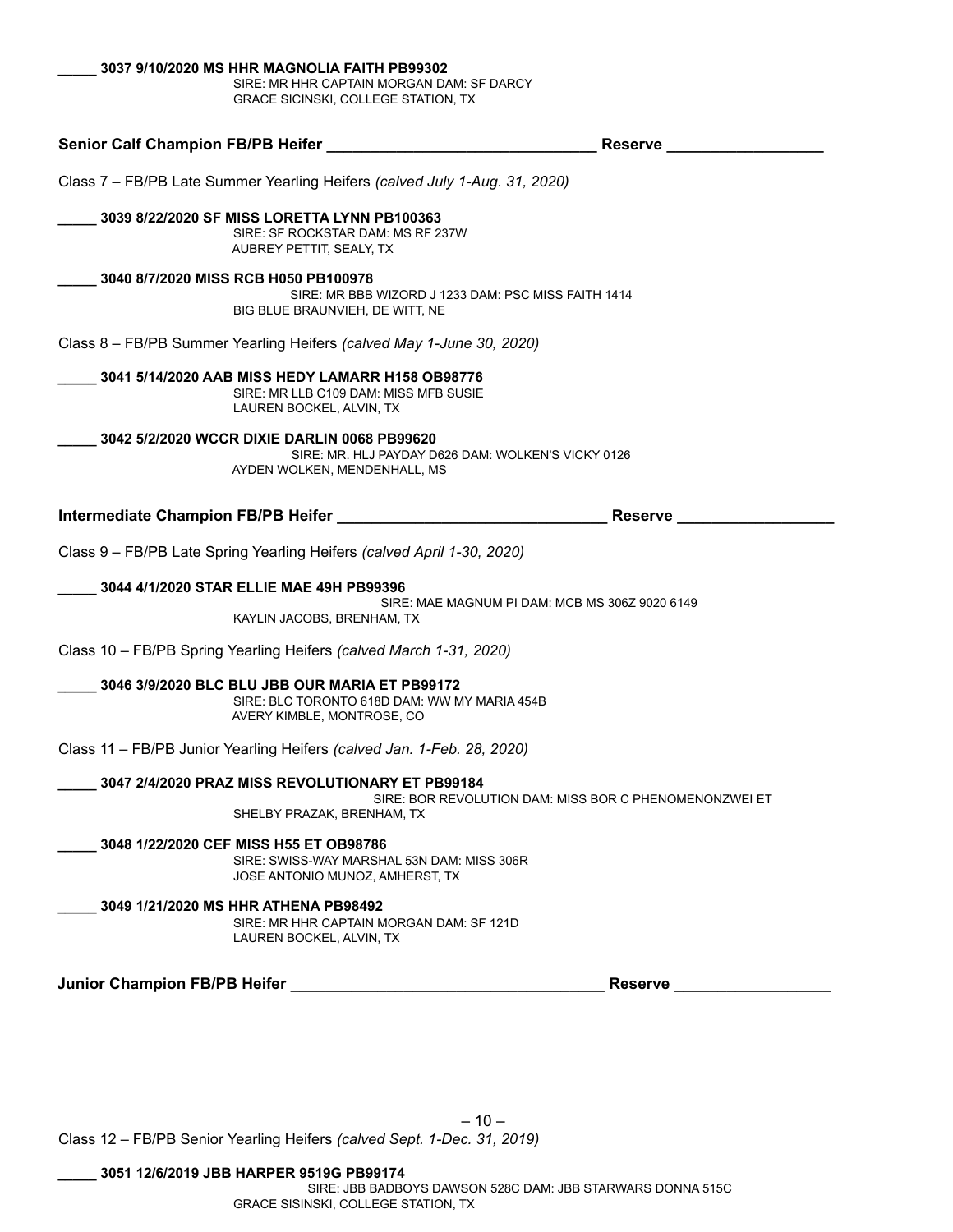**_____ 3037 9/10/2020 MS HHR MAGNOLIA FAITH PB99302**
SIRE: MR HHR CAPTAIN MORGAN DAM: SF DARCY
GRACE SICINSKI, COLLEGE STATION, TX

**Senior Calf Champion FB/PB Heifer _______________________________ Reserve __________________**

Class 7 – FB/PB Late Summer Yearling Heifers *(calved July 1-Aug. 31, 2020)*

**_____ 3039 8/22/2020 SF MISS LORETTA LYNN PB100363**
SIRE: SF ROCKSTAR DAM: MS RF 237W
AUBREY PETTIT, SEALY, TX

**_____ 3040 8/7/2020 MISS RCB H050 PB100978**
SIRE: MR BBB WIZORD J 1233 DAM: PSC MISS FAITH 1414
BIG BLUE BRAUNVIEH, DE WITT, NE

Class 8 – FB/PB Summer Yearling Heifers *(calved May 1-June 30, 2020)*

**_____ 3041 5/14/2020 AAB MISS HEDY LAMARR H158 OB98776**
SIRE: MR LLB C109 DAM: MISS MFB SUSIE
LAUREN BOCKEL, ALVIN, TX

**_____ 3042 5/2/2020 WCCR DIXIE DARLIN 0068 PB99620**
SIRE: MR. HLJ PAYDAY D626 DAM: WOLKEN'S VICKY 0126
AYDEN WOLKEN, MENDENHALL, MS

**Intermediate Champion FB/PB Heifer _______________________________ Reserve __________________**

Class 9 – FB/PB Late Spring Yearling Heifers *(calved April 1-30, 2020)*

**_____ 3044 4/1/2020 STAR ELLIE MAE 49H PB99396**
SIRE: MAE MAGNUM PI DAM: MCB MS 306Z 9020 6149
KAYLIN JACOBS, BRENHAM, TX

Class 10 – FB/PB Spring Yearling Heifers *(calved March 1-31, 2020)*

**_____ 3046 3/9/2020 BLC BLU JBB OUR MARIA ET PB99172**
SIRE: BLC TORONTO 618D DAM: WW MY MARIA 454B
AVERY KIMBLE, MONTROSE, CO

Class 11 – FB/PB Junior Yearling Heifers *(calved Jan. 1-Feb. 28, 2020)*

**_____ 3047 2/4/2020 PRAZ MISS REVOLUTIONARY ET PB99184**
SIRE: BOR REVOLUTION DAM: MISS BOR C PHENOMENONZWEI ET
SHELBY PRAZAK, BRENHAM, TX

**_____ 3048 1/22/2020 CEF MISS H55 ET OB98786**
SIRE: SWISS-WAY MARSHAL 53N DAM: MISS 306R
JOSE ANTONIO MUNOZ, AMHERST, TX

**_____ 3049 1/21/2020 MS HHR ATHENA PB98492**
SIRE: MR HHR CAPTAIN MORGAN DAM: SF 121D
LAUREN BOCKEL, ALVIN, TX

**Junior Champion FB/PB Heifer ____________________________________ Reserve __________________**

Class 12 – FB/PB Senior Yearling Heifers *(calved Sept. 1-Dec. 31, 2019)*

**_____ 3051 12/6/2019 JBB HARPER 9519G PB99174**
SIRE: JBB BADBOYS DAWSON 528C DAM: JBB STARWARS DONNA 515C
GRACE SISINSKI, COLLEGE STATION, TX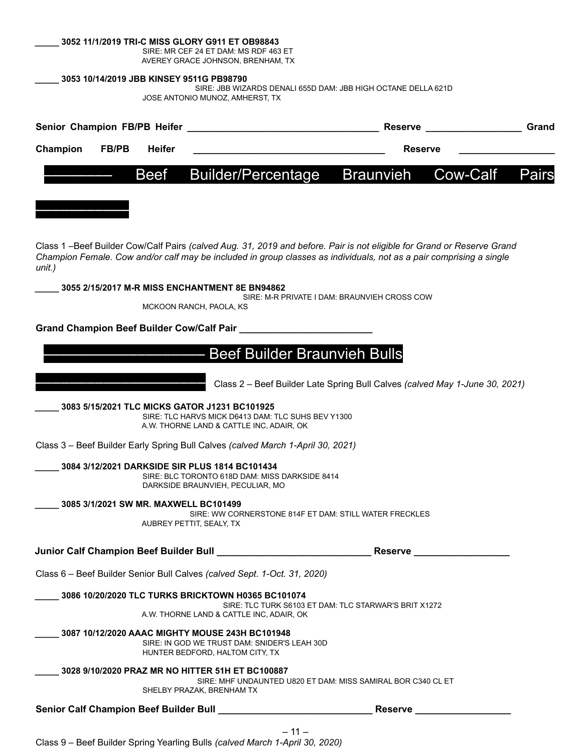_____ **3052 11/1/2019 TRI-C MISS GLORY G911 ET OB98843**
SIRE: MR CEF 24 ET DAM: MS RDF 463 ET
AVEREY GRACE JOHNSON, BRENHAM, TX

_____ **3053 10/14/2019 JBB KINSEY 9511G PB98790**
SIRE: JBB WIZARDS DENALI 655D DAM: JBB HIGH OCTANE DELLA 621D
JOSE ANTONIO MUNOZ, AMHERST, TX

**Senior Champion FB/PB Heifer ____________________________________ Reserve _________________ Grand Champion FB/PB Heifer ____________________________________ Reserve _________________**

## Beef Builder/Percentage Braunvieh Cow-Calf Pairs

Class 1 –Beef Builder Cow/Calf Pairs *(calved Aug. 31, 2019 and before. Pair is not eligible for Grand or Reserve Grand Champion Female. Cow and/or calf may be included in group classes as individuals, not as a pair comprising a single unit.)*

_____ **3055 2/15/2017 M-R MISS ENCHANTMENT 8E BN94862**
SIRE: M-R PRIVATE I DAM: BRAUNVIEH CROSS COW
MCKOON RANCH, PAOLA, KS

**Grand Champion Beef Builder Cow/Calf Pair _________________________**

## Beef Builder Braunvieh Bulls

Class 2 – Beef Builder Late Spring Bull Calves *(calved May 1-June 30, 2021)*

_____ **3083 5/15/2021 TLC MICKS GATOR J1231 BC101925**
SIRE: TLC HARVS MICK D6413 DAM: TLC SUHS BEV Y1300
A.W. THORNE LAND & CATTLE INC, ADAIR, OK

Class 3 – Beef Builder Early Spring Bull Calves *(calved March 1-April 30, 2021)*

_____ **3084 3/12/2021 DARKSIDE SIR PLUS 1814 BC101434**
SIRE: BLC TORONTO 618D DAM: MISS DARKSIDE 8414
DARKSIDE BRAUNVIEH, PECULIAR, MO

_____ **3085 3/1/2021 SW MR. MAXWELL BC101499**
SIRE: WW CORNERSTONE 814F ET DAM: STILL WATER FRECKLES
AUBREY PETTIT, SEALY, TX

**Junior Calf Champion Beef Builder Bull ____________________________ Reserve _________________**

Class 6 – Beef Builder Senior Bull Calves *(calved Sept. 1-Oct. 31, 2020)*

_____ **3086 10/20/2020 TLC TURKS BRICKTOWN H0365 BC101074**
SIRE: TLC TURK S6103 ET DAM: TLC STARWAR'S BRIT X1272
A.W. THORNE LAND & CATTLE INC, ADAIR, OK

_____ **3087 10/12/2020 AAAC MIGHTY MOUSE 243H BC101948**
SIRE: IN GOD WE TRUST DAM: SNIDER'S LEAH 30D
HUNTER BEDFORD, HALTOM CITY, TX

_____ **3028 9/10/2020 PRAZ MR NO HITTER 51H ET BC100887**
SIRE: MHF UNDAUNTED U820 ET DAM: MISS SAMIRAL BOR C340 CL ET
SHELBY PRAZAK, BRENHAM TX

**Senior Calf Champion Beef Builder Bull ____________________________ Reserve _________________**

Class 9 – Beef Builder Spring Yearling Bulls *(calved March 1-April 30, 2020)*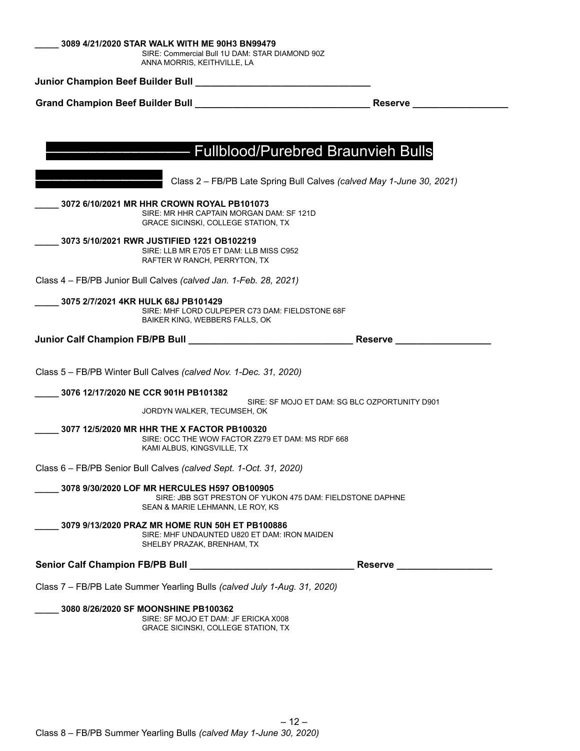**\_\_\_\_\_ 3089 4/21/2020 STAR WALK WITH ME 90H3 BN99479**
SIRE: Commercial Bull 1U DAM: STAR DIAMOND 90Z
ANNA MORRIS, KEITHVILLE, LA

**Junior Champion Beef Builder Bull \_\_\_\_\_\_\_\_\_\_\_\_\_\_\_\_\_\_\_\_\_\_\_\_\_\_\_\_\_\_\_\_\_\_**

**Grand Champion Beef Builder Bull \_\_\_\_\_\_\_\_\_\_\_\_\_\_\_\_\_\_\_\_\_\_\_\_\_\_\_\_\_\_\_\_\_\_ Reserve \_\_\_\_\_\_\_\_\_\_\_\_\_\_\_\_\_\_**

## Fullblood/Purebred Braunvieh Bulls

Class 2 – FB/PB Late Spring Bull Calves *(calved May 1-June 30, 2021)*

**\_\_\_\_\_ 3072 6/10/2021 MR HHR CROWN ROYAL PB101073**
SIRE: MR HHR CAPTAIN MORGAN DAM: SF 121D
GRACE SICINSKI, COLLEGE STATION, TX

**\_\_\_\_\_ 3073 5/10/2021 RWR JUSTIFIED 1221 OB102219**
SIRE: LLB MR E705 ET DAM: LLB MISS C952
RAFTER W RANCH, PERRYTON, TX

Class 4 – FB/PB Junior Bull Calves *(calved Jan. 1-Feb. 28, 2021)*

**\_\_\_\_\_ 3075 2/7/2021 4KR HULK 68J PB101429**
SIRE: MHF LORD CULPEPER C73 DAM: FIELDSTONE 68F
BAIKER KING, WEBBERS FALLS, OK

**Junior Calf Champion FB/PB Bull \_\_\_\_\_\_\_\_\_\_\_\_\_\_\_\_\_\_\_\_\_\_\_\_\_\_\_\_\_\_\_\_ Reserve \_\_\_\_\_\_\_\_\_\_\_\_\_\_\_\_\_\_**

Class 5 – FB/PB Winter Bull Calves *(calved Nov. 1-Dec. 31, 2020)*

**\_\_\_\_\_ 3076 12/17/2020 NE CCR 901H PB101382**
SIRE: SF MOJO ET DAM: SG BLC OZPORTUNITY D901
JORDYN WALKER, TECUMSEH, OK

**\_\_\_\_\_ 3077 12/5/2020 MR HHR THE X FACTOR PB100320**
SIRE: OCC THE WOW FACTOR Z279 ET DAM: MS RDF 668
KAMI ALBUS, KINGSVILLE, TX

Class 6 – FB/PB Senior Bull Calves *(calved Sept. 1-Oct. 31, 2020)*

**\_\_\_\_\_ 3078 9/30/2020 LOF MR HERCULES H597 OB100905**
SIRE: JBB SGT PRESTON OF YUKON 475 DAM: FIELDSTONE DAPHNE
SEAN & MARIE LEHMANN, LE ROY, KS

**\_\_\_\_\_ 3079 9/13/2020 PRAZ MR HOME RUN 50H ET PB100886**
SIRE: MHF UNDAUNTED U820 ET DAM: IRON MAIDEN
SHELBY PRAZAK, BRENHAM, TX

**Senior Calf Champion FB/PB Bull \_\_\_\_\_\_\_\_\_\_\_\_\_\_\_\_\_\_\_\_\_\_\_\_\_\_\_\_\_\_\_\_ Reserve \_\_\_\_\_\_\_\_\_\_\_\_\_\_\_\_\_\_**

Class 7 – FB/PB Late Summer Yearling Bulls *(calved July 1-Aug. 31, 2020)*

**\_\_\_\_\_ 3080 8/26/2020 SF MOONSHINE PB100362**
SIRE: SF MOJO ET DAM: JF ERICKA X008
GRACE SICINSKI, COLLEGE STATION, TX

Class 8 – FB/PB Summer Yearling Bulls *(calved May 1-June 30, 2020)*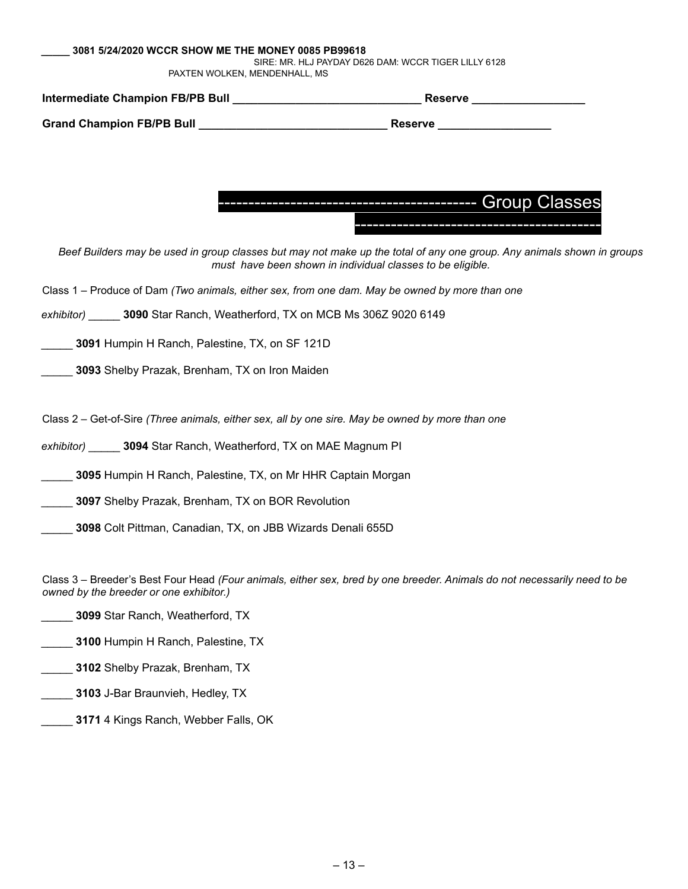_____ **3081 5/24/2020 WCCR SHOW ME THE MONEY 0085 PB99618**
SIRE: MR. HLJ PAYDAY D626 DAM: WCCR TIGER LILLY 6128
PAXTEN WOLKEN, MENDENHALL, MS

**Intermediate Champion FB/PB Bull ______________________________ Reserve __________________**

**Grand Champion FB/PB Bull ______________________________ Reserve __________________**

## ---------------------------------------- Group Classes ----------------------------------------

*Beef Builders may be used in group classes but may not make up the total of any one group. Any animals shown in groups must have been shown in individual classes to be eligible.*

Class 1 – Produce of Dam *(Two animals, either sex, from one dam. May be owned by more than one exhibitor)*

_____ **3090** Star Ranch, Weatherford, TX on MCB Ms 306Z 9020 6149

_____ **3091** Humpin H Ranch, Palestine, TX, on SF 121D

_____ **3093** Shelby Prazak, Brenham, TX on Iron Maiden

Class 2 – Get-of-Sire *(Three animals, either sex, all by one sire. May be owned by more than one exhibitor)*

_____ **3094** Star Ranch, Weatherford, TX on MAE Magnum PI

_____ **3095** Humpin H Ranch, Palestine, TX, on Mr HHR Captain Morgan

_____ **3097** Shelby Prazak, Brenham, TX on BOR Revolution

_____ **3098** Colt Pittman, Canadian, TX, on JBB Wizards Denali 655D

Class 3 – Breeder's Best Four Head *(Four animals, either sex, bred by one breeder. Animals do not necessarily need to be owned by the breeder or one exhibitor.)*

_____ **3099** Star Ranch, Weatherford, TX

_____ **3100** Humpin H Ranch, Palestine, TX

_____ **3102** Shelby Prazak, Brenham, TX

_____ **3103** J-Bar Braunvieh, Hedley, TX

_____ **3171** 4 Kings Ranch, Webber Falls, OK